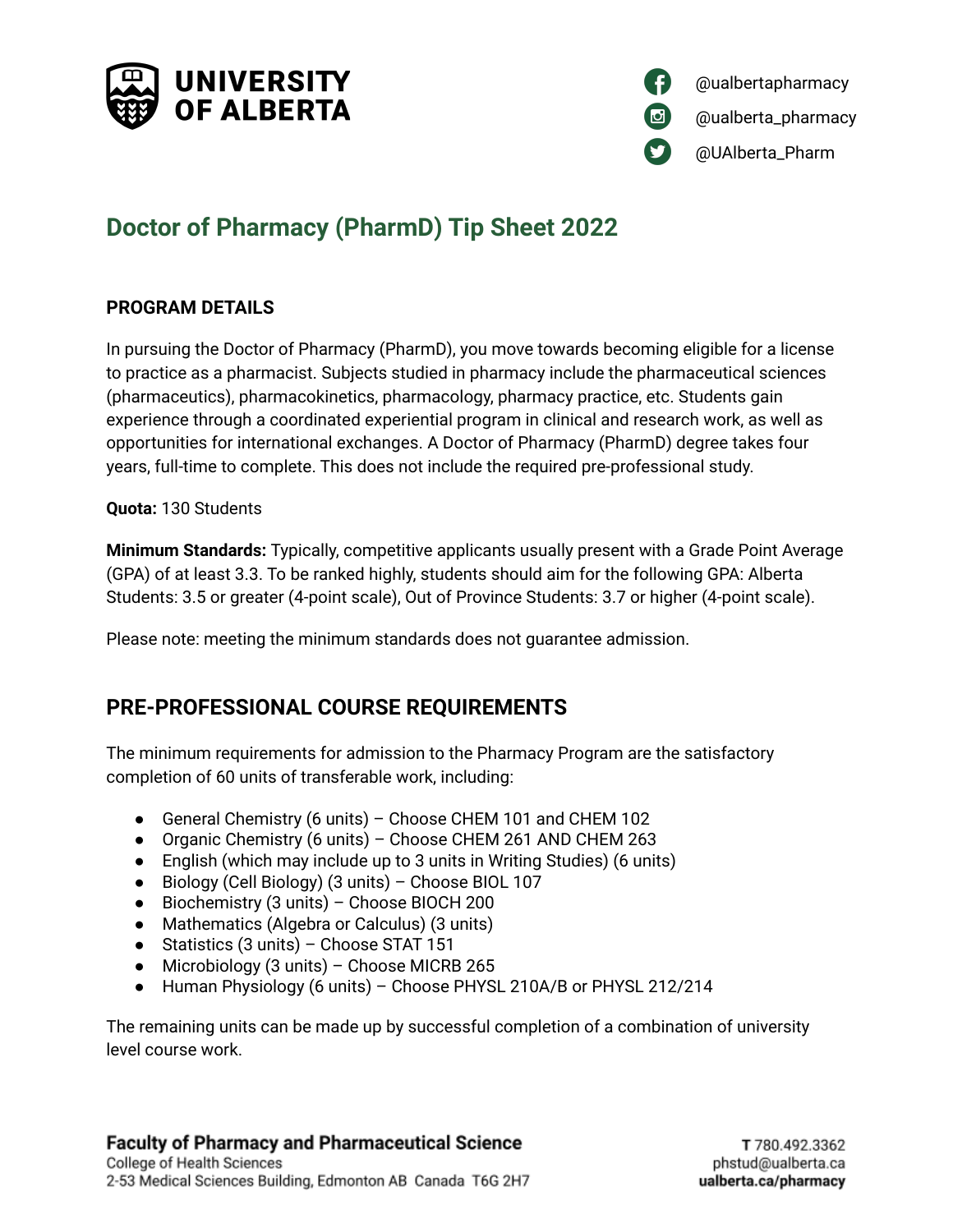UNIVERSITY OF ALBERTA

@ualbertapharmacy
@ualberta_pharmacy
@UAlberta_Pharm

# Doctor of Pharmacy (PharmD) Tip Sheet 2022

**PROGRAM DETAILS**

In pursuing the Doctor of Pharmacy (PharmD), you move towards becoming eligible for a license to practice as a pharmacist. Subjects studied in pharmacy include the pharmaceutical sciences (pharmaceutics), pharmacokinetics, pharmacology, pharmacy practice, etc. Students gain experience through a coordinated experiential program in clinical and research work, as well as opportunities for international exchanges. A Doctor of Pharmacy (PharmD) degree takes four years, full-time to complete. This does not include the required pre-professional study.

**Quota:** 130 Students

**Minimum Standards:** Typically, competitive applicants usually present with a Grade Point Average (GPA) of at least 3.3. To be ranked highly, students should aim for the following GPA: Alberta Students: 3.5 or greater (4-point scale), Out of Province Students: 3.7 or higher (4-point scale).

Please note: meeting the minimum standards does not guarantee admission.

## PRE-PROFESSIONAL COURSE REQUIREMENTS

The minimum requirements for admission to the Pharmacy Program are the satisfactory completion of 60 units of transferable work, including:

- General Chemistry (6 units) – Choose CHEM 101 and CHEM 102
- Organic Chemistry (6 units) – Choose CHEM 261 AND CHEM 263
- English (which may include up to 3 units in Writing Studies) (6 units)
- Biology (Cell Biology) (3 units) – Choose BIOL 107
- Biochemistry (3 units) – Choose BIOCH 200
- Mathematics (Algebra or Calculus) (3 units)
- Statistics (3 units) – Choose STAT 151
- Microbiology (3 units) – Choose MICRB 265
- Human Physiology (6 units) – Choose PHYSL 210A/B or PHYSL 212/214

The remaining units can be made up by successful completion of a combination of university level course work.

**Faculty of Pharmacy and Pharmaceutical Science**
College of Health Sciences
2-53 Medical Sciences Building, Edmonton AB Canada T6G 2H7

T 780.492.3362
phstud@ualberta.ca
**ualberta.ca/pharmacy**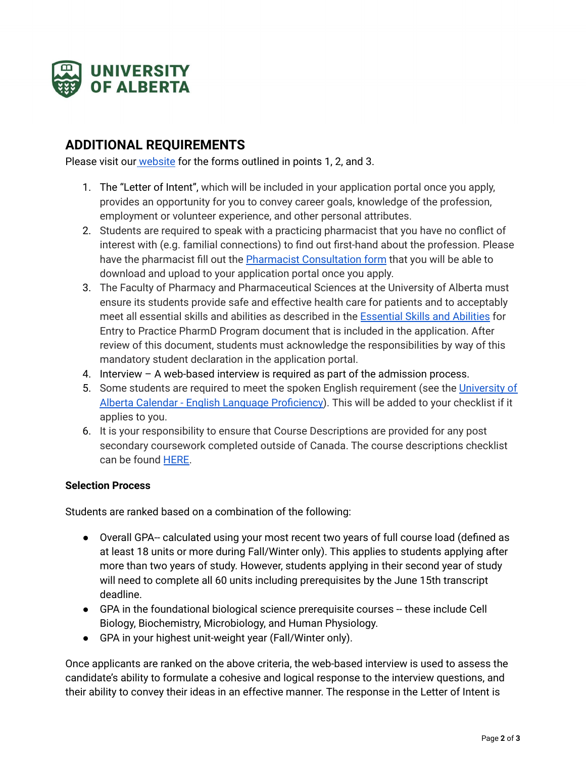UNIVERSITY OF ALBERTA

## ADDITIONAL REQUIREMENTS

Please visit our website for the forms outlined in points 1, 2, and 3.

1. The "Letter of Intent", which will be included in your application portal once you apply, provides an opportunity for you to convey career goals, knowledge of the profession, employment or volunteer experience, and other personal attributes.
2. Students are required to speak with a practicing pharmacist that you have no conflict of interest with (e.g. familial connections) to find out first-hand about the profession. Please have the pharmacist fill out the Pharmacist Consultation form that you will be able to download and upload to your application portal once you apply.
3. The Faculty of Pharmacy and Pharmaceutical Sciences at the University of Alberta must ensure its students provide safe and effective health care for patients and to acceptably meet all essential skills and abilities as described in the Essential Skills and Abilities for Entry to Practice PharmD Program document that is included in the application. After review of this document, students must acknowledge the responsibilities by way of this mandatory student declaration in the application portal.
4. Interview – A web-based interview is required as part of the admission process.
5. Some students are required to meet the spoken English requirement (see the University of Alberta Calendar - English Language Proficiency). This will be added to your checklist if it applies to you.
6. It is your responsibility to ensure that Course Descriptions are provided for any post secondary coursework completed outside of Canada. The course descriptions checklist can be found HERE.

**Selection Process**

Students are ranked based on a combination of the following:

- Overall GPA-- calculated using your most recent two years of full course load (defined as at least 18 units or more during Fall/Winter only). This applies to students applying after more than two years of study. However, students applying in their second year of study will need to complete all 60 units including prerequisites by the June 15th transcript deadline.
- GPA in the foundational biological science prerequisite courses -- these include Cell Biology, Biochemistry, Microbiology, and Human Physiology.
- GPA in your highest unit-weight year (Fall/Winter only).

Once applicants are ranked on the above criteria, the web-based interview is used to assess the candidate's ability to formulate a cohesive and logical response to the interview questions, and their ability to convey their ideas in an effective manner. The response in the Letter of Intent is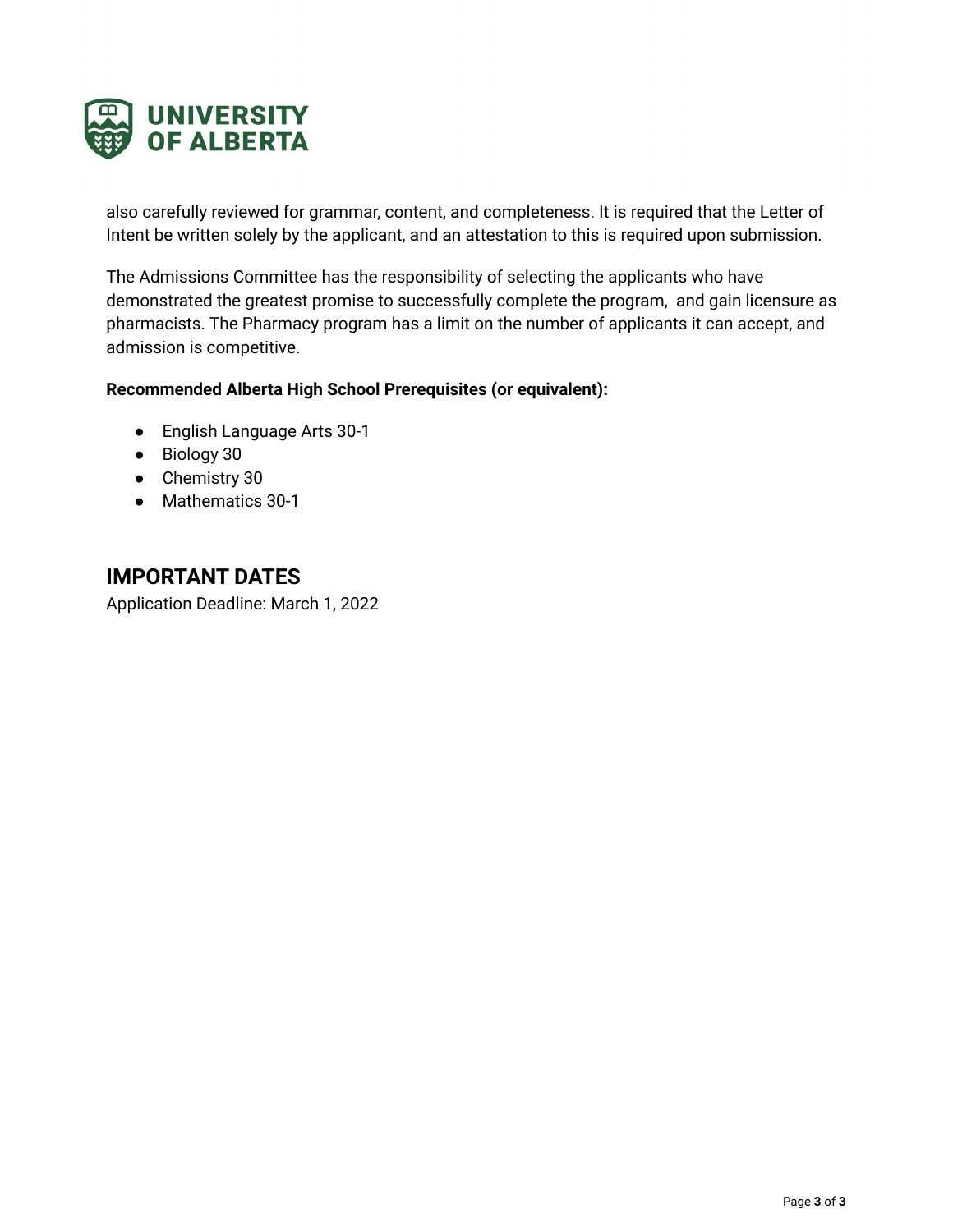also carefully reviewed for grammar, content, and completeness. It is required that the Letter of Intent be written solely by the applicant, and an attestation to this is required upon submission.

The Admissions Committee has the responsibility of selecting the applicants who have demonstrated the greatest promise to successfully complete the program, and gain licensure as pharmacists. The Pharmacy program has a limit on the number of applicants it can accept, and admission is competitive.

**Recommended Alberta High School Prerequisites (or equivalent):**

- English Language Arts 30-1
- Biology 30
- Chemistry 30
- Mathematics 30-1

## IMPORTANT DATES

Application Deadline: March 1, 2022